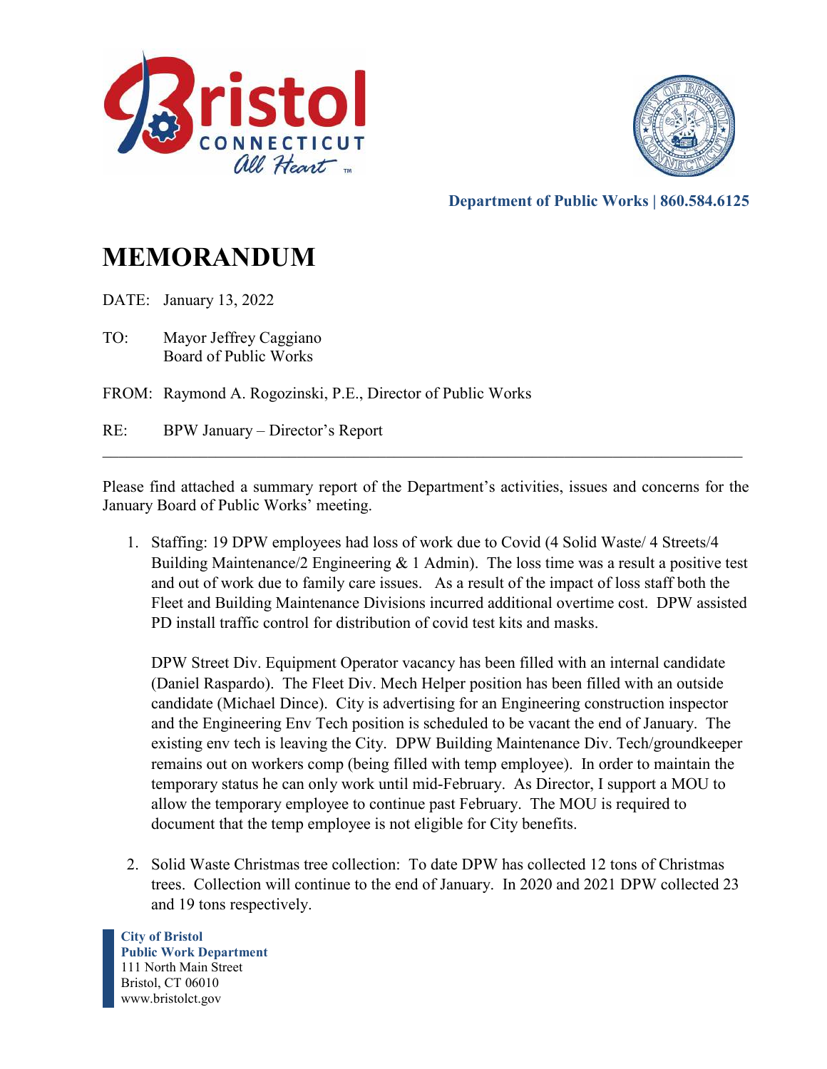Department of Public Works | 860.584.6125

# MEMORANDUM

DATE: January 13, 2022

TO: Mayor Jeffrey Caggiano
Board of Public Works

FROM: Raymond A. Rogozinski, P.E., Director of Public Works

RE: BPW January – Director's Report

---

Please find attached a summary report of the Department's activities, issues and concerns for the January Board of Public Works' meeting.

1. Staffing: 19 DPW employees had loss of work due to Covid (4 Solid Waste/ 4 Streets/4 Building Maintenance/2 Engineering & 1 Admin). The loss time was a result a positive test and out of work due to family care issues. As a result of the impact of loss staff both the Fleet and Building Maintenance Divisions incurred additional overtime cost. DPW assisted PD install traffic control for distribution of covid test kits and masks.

   DPW Street Div. Equipment Operator vacancy has been filled with an internal candidate (Daniel Raspardo). The Fleet Div. Mech Helper position has been filled with an outside candidate (Michael Dince). City is advertising for an Engineering construction inspector and the Engineering Env Tech position is scheduled to be vacant the end of January. The existing env tech is leaving the City. DPW Building Maintenance Div. Tech/groundkeeper remains out on workers comp (being filled with temp employee). In order to maintain the temporary status he can only work until mid-February. As Director, I support a MOU to allow the temporary employee to continue past February. The MOU is required to document that the temp employee is not eligible for City benefits.

2. Solid Waste Christmas tree collection: To date DPW has collected 12 tons of Christmas trees. Collection will continue to the end of January. In 2020 and 2021 DPW collected 23 and 19 tons respectively.

**City of Bristol**
**Public Work Department**
111 North Main Street
Bristol, CT 06010
www.bristolct.gov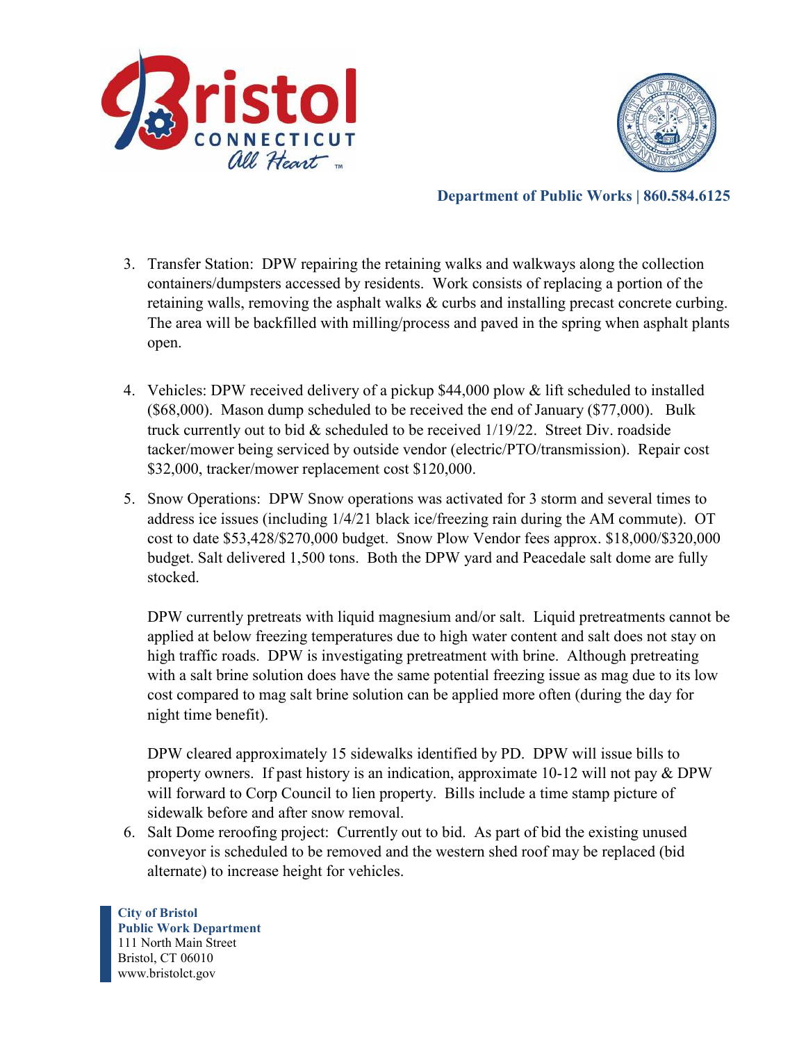3. Transfer Station: DPW repairing the retaining walks and walkways along the collection containers/dumpsters accessed by residents. Work consists of replacing a portion of the retaining walls, removing the asphalt walks & curbs and installing precast concrete curbing. The area will be backfilled with milling/process and paved in the spring when asphalt plants open.

4. Vehicles: DPW received delivery of a pickup $44,000 plow & lift scheduled to installed ($68,000). Mason dump scheduled to be received the end of January ($77,000). Bulk truck currently out to bid & scheduled to be received 1/19/22. Street Div. roadside tacker/mower being serviced by outside vendor (electric/PTO/transmission). Repair cost $32,000, tracker/mower replacement cost $120,000.

5. Snow Operations: DPW Snow operations was activated for 3 storm and several times to address ice issues (including 1/4/21 black ice/freezing rain during the AM commute). OT cost to date $53,428/$270,000 budget. Snow Plow Vendor fees approx. $18,000/$320,000 budget. Salt delivered 1,500 tons. Both the DPW yard and Peacedale salt dome are fully stocked.

   DPW currently pretreats with liquid magnesium and/or salt. Liquid pretreatments cannot be applied at below freezing temperatures due to high water content and salt does not stay on high traffic roads. DPW is investigating pretreatment with brine. Although pretreating with a salt brine solution does have the same potential freezing issue as mag due to its low cost compared to mag salt brine solution can be applied more often (during the day for night time benefit).

   DPW cleared approximately 15 sidewalks identified by PD. DPW will issue bills to property owners. If past history is an indication, approximate 10-12 will not pay & DPW will forward to Corp Council to lien property. Bills include a time stamp picture of sidewalk before and after snow removal.

6. Salt Dome reroofing project: Currently out to bid. As part of bid the existing unused conveyor is scheduled to be removed and the western shed roof may be replaced (bid alternate) to increase height for vehicles.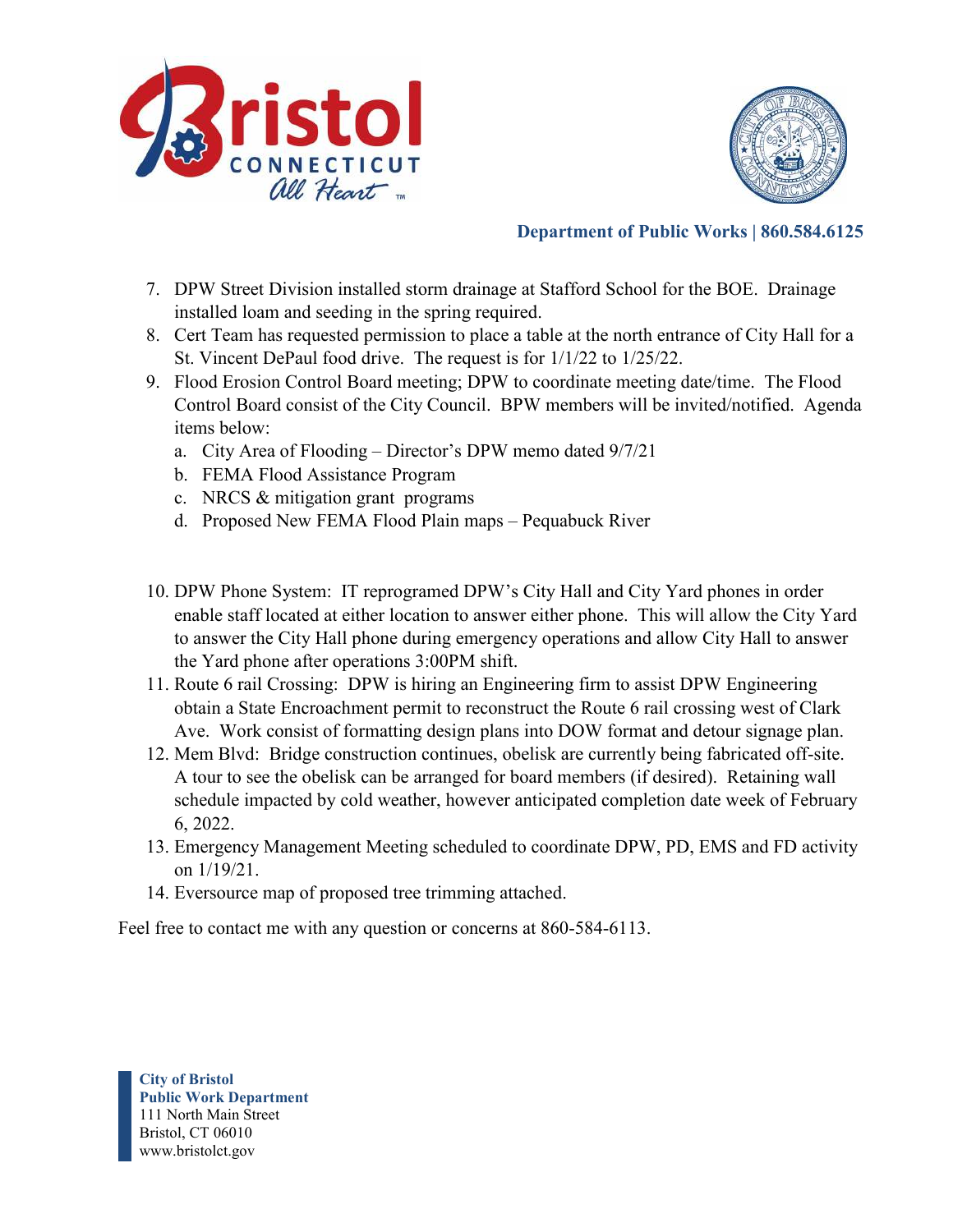Department of Public Works | 860.584.6125

7. DPW Street Division installed storm drainage at Stafford School for the BOE. Drainage installed loam and seeding in the spring required.
8. Cert Team has requested permission to place a table at the north entrance of City Hall for a St. Vincent DePaul food drive. The request is for 1/1/22 to 1/25/22.
9. Flood Erosion Control Board meeting; DPW to coordinate meeting date/time. The Flood Control Board consist of the City Council. BPW members will be invited/notified. Agenda items below:
   a. City Area of Flooding – Director's DPW memo dated 9/7/21
   b. FEMA Flood Assistance Program
   c. NRCS & mitigation grant programs
   d. Proposed New FEMA Flood Plain maps – Pequabuck River

10. DPW Phone System: IT reprogramed DPW's City Hall and City Yard phones in order enable staff located at either location to answer either phone. This will allow the City Yard to answer the City Hall phone during emergency operations and allow City Hall to answer the Yard phone after operations 3:00PM shift.
11. Route 6 rail Crossing: DPW is hiring an Engineering firm to assist DPW Engineering obtain a State Encroachment permit to reconstruct the Route 6 rail crossing west of Clark Ave. Work consist of formatting design plans into DOW format and detour signage plan.
12. Mem Blvd: Bridge construction continues, obelisk are currently being fabricated off-site. A tour to see the obelisk can be arranged for board members (if desired). Retaining wall schedule impacted by cold weather, however anticipated completion date week of February 6, 2022.
13. Emergency Management Meeting scheduled to coordinate DPW, PD, EMS and FD activity on 1/19/21.
14. Eversource map of proposed tree trimming attached.

Feel free to contact me with any question or concerns at 860-584-6113.

**City of Bristol**
**Public Work Department**
111 North Main Street
Bristol, CT 06010
www.bristolct.gov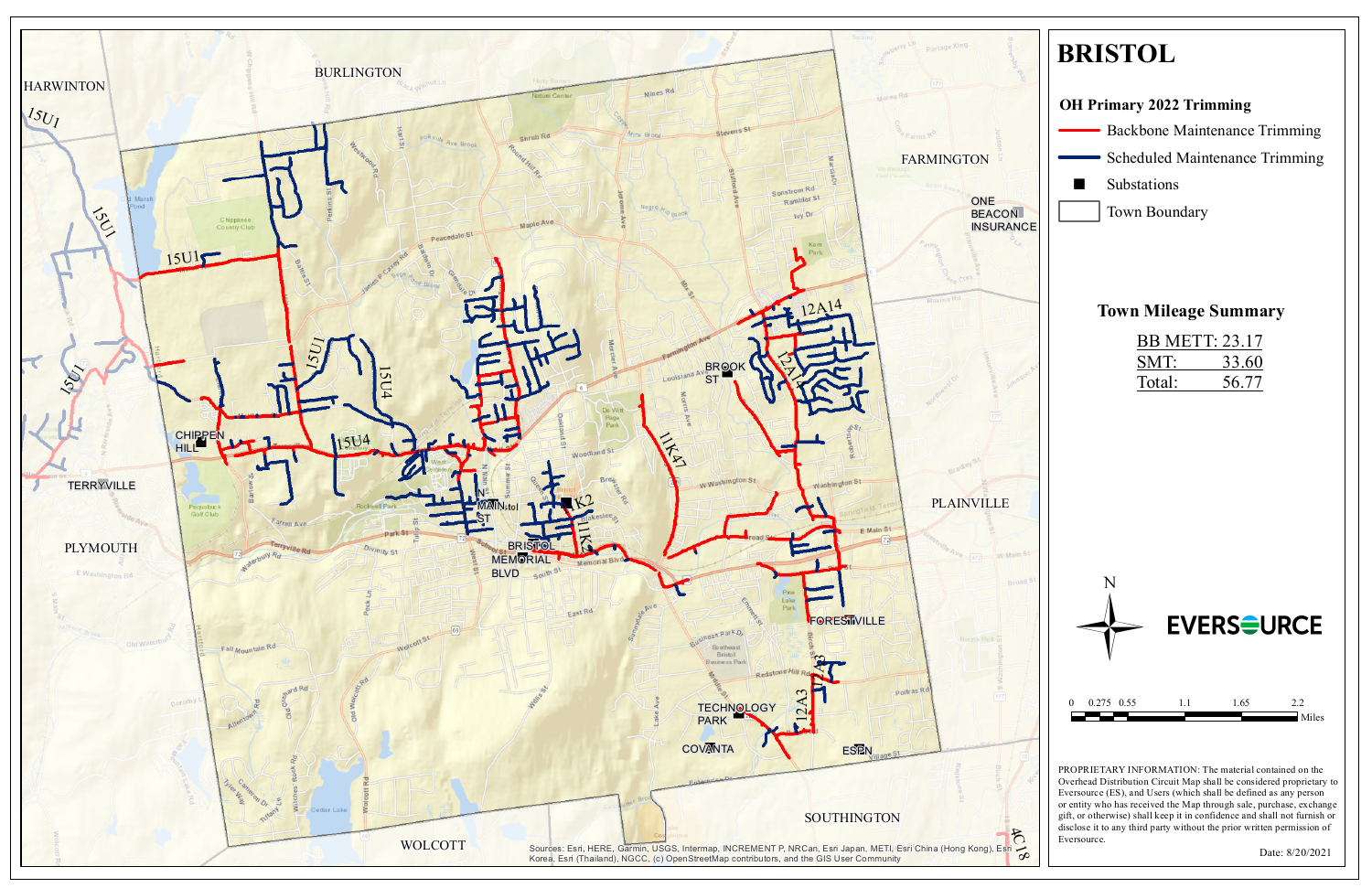# BRISTOL

**OH Primary 2022 Trimming**

- Backbone Maintenance Trimming
- Scheduled Maintenance Trimming
- Substations
- Town Boundary

**Town Mileage Summary**

BB METT: 23.17
SMT: 33.60
Total: 56.77

EVERSOURCE

0 0.275 0.55 1.1 1.65 2.2 Miles

PROPRIETARY INFORMATION: The material contained on the Overhead Distribution Circuit Map shall be considered proprietary to Eversource (ES), and Users (which shall be defined as any person or entity who has received the Map through sale, purchase, exchange gift, or otherwise) shall keep it in confidence and shall not furnish or disclose it to any third party without the prior written permission of Eversource.

Date: 8/20/2021

Sources: Esri, HERE, Garmin, USGS, Intermap, INCREMENT P, NRCan, Esri Japan, METI, Esri China (Hong Kong), Esri Korea, Esri (Thailand), NGCC, (c) OpenStreetMap contributors, and the GIS User Community